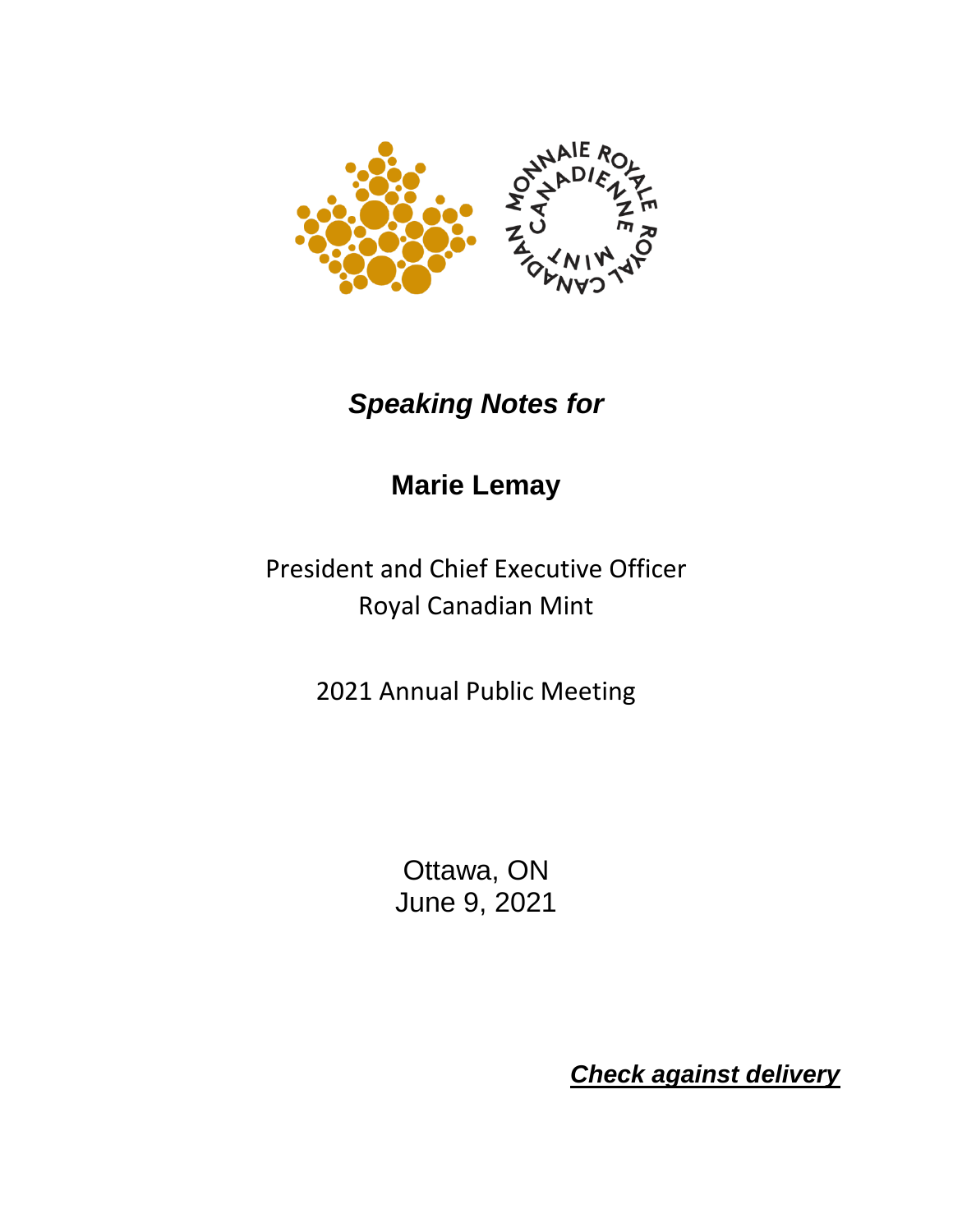*Speaking Notes for*

# Marie Lemay

President and Chief Executive Officer
Royal Canadian Mint

2021 Annual Public Meeting

Ottawa, ON
June 9, 2021

***Check against delivery***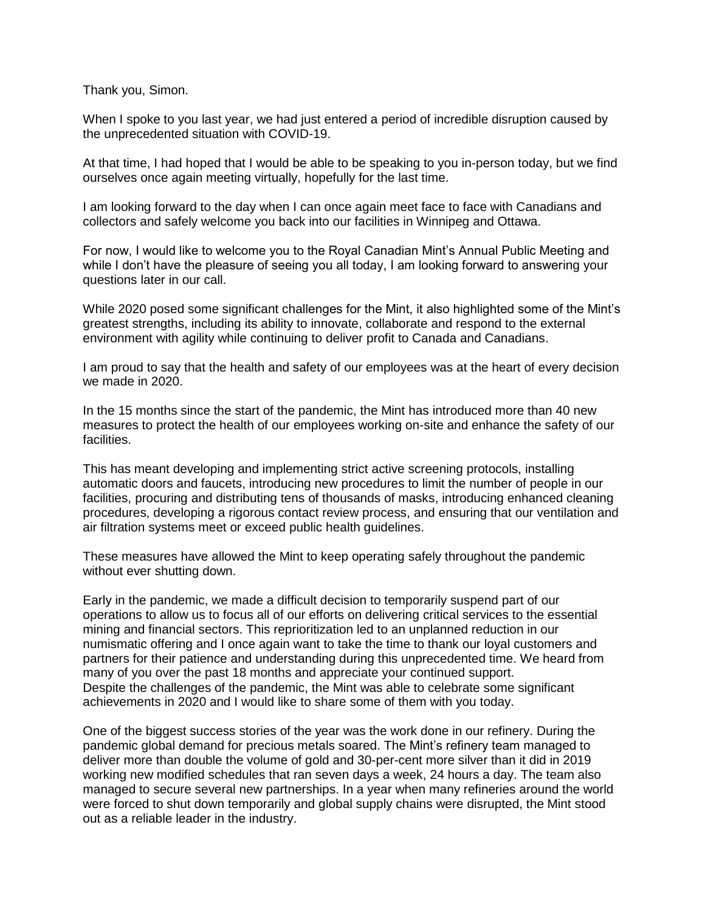Thank you, Simon.

When I spoke to you last year, we had just entered a period of incredible disruption caused by the unprecedented situation with COVID-19.

At that time, I had hoped that I would be able to be speaking to you in-person today, but we find ourselves once again meeting virtually, hopefully for the last time.

I am looking forward to the day when I can once again meet face to face with Canadians and collectors and safely welcome you back into our facilities in Winnipeg and Ottawa.

For now, I would like to welcome you to the Royal Canadian Mint's Annual Public Meeting and while I don't have the pleasure of seeing you all today, I am looking forward to answering your questions later in our call.

While 2020 posed some significant challenges for the Mint, it also highlighted some of the Mint's greatest strengths, including its ability to innovate, collaborate and respond to the external environment with agility while continuing to deliver profit to Canada and Canadians.

I am proud to say that the health and safety of our employees was at the heart of every decision we made in 2020.

In the 15 months since the start of the pandemic, the Mint has introduced more than 40 new measures to protect the health of our employees working on-site and enhance the safety of our facilities.

This has meant developing and implementing strict active screening protocols, installing automatic doors and faucets, introducing new procedures to limit the number of people in our facilities, procuring and distributing tens of thousands of masks, introducing enhanced cleaning procedures, developing a rigorous contact review process, and ensuring that our ventilation and air filtration systems meet or exceed public health guidelines.

These measures have allowed the Mint to keep operating safely throughout the pandemic without ever shutting down.

Early in the pandemic, we made a difficult decision to temporarily suspend part of our operations to allow us to focus all of our efforts on delivering critical services to the essential mining and financial sectors. This reprioritization led to an unplanned reduction in our numismatic offering and I once again want to take the time to thank our loyal customers and partners for their patience and understanding during this unprecedented time. We heard from many of you over the past 18 months and appreciate your continued support.
Despite the challenges of the pandemic, the Mint was able to celebrate some significant achievements in 2020 and I would like to share some of them with you today.

One of the biggest success stories of the year was the work done in our refinery. During the pandemic global demand for precious metals soared. The Mint's refinery team managed to deliver more than double the volume of gold and 30-per-cent more silver than it did in 2019 working new modified schedules that ran seven days a week, 24 hours a day. The team also managed to secure several new partnerships. In a year when many refineries around the world were forced to shut down temporarily and global supply chains were disrupted, the Mint stood out as a reliable leader in the industry.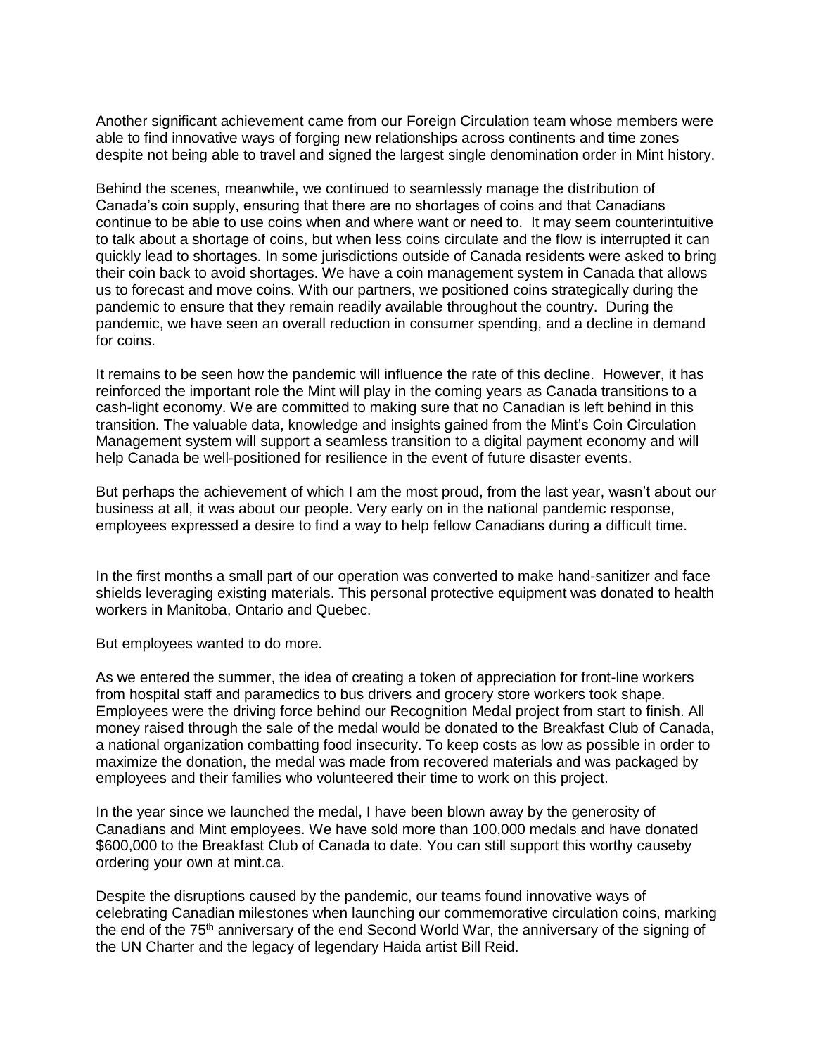Another significant achievement came from our Foreign Circulation team whose members were able to find innovative ways of forging new relationships across continents and time zones despite not being able to travel and signed the largest single denomination order in Mint history.

Behind the scenes, meanwhile, we continued to seamlessly manage the distribution of Canada's coin supply, ensuring that there are no shortages of coins and that Canadians continue to be able to use coins when and where want or need to. It may seem counterintuitive to talk about a shortage of coins, but when less coins circulate and the flow is interrupted it can quickly lead to shortages. In some jurisdictions outside of Canada residents were asked to bring their coin back to avoid shortages. We have a coin management system in Canada that allows us to forecast and move coins. With our partners, we positioned coins strategically during the pandemic to ensure that they remain readily available throughout the country. During the pandemic, we have seen an overall reduction in consumer spending, and a decline in demand for coins.

It remains to be seen how the pandemic will influence the rate of this decline. However, it has reinforced the important role the Mint will play in the coming years as Canada transitions to a cash-light economy. We are committed to making sure that no Canadian is left behind in this transition. The valuable data, knowledge and insights gained from the Mint's Coin Circulation Management system will support a seamless transition to a digital payment economy and will help Canada be well-positioned for resilience in the event of future disaster events.

But perhaps the achievement of which I am the most proud, from the last year, wasn't about our business at all, it was about our people. Very early on in the national pandemic response, employees expressed a desire to find a way to help fellow Canadians during a difficult time.

In the first months a small part of our operation was converted to make hand-sanitizer and face shields leveraging existing materials. This personal protective equipment was donated to health workers in Manitoba, Ontario and Quebec.

But employees wanted to do more.

As we entered the summer, the idea of creating a token of appreciation for front-line workers from hospital staff and paramedics to bus drivers and grocery store workers took shape. Employees were the driving force behind our Recognition Medal project from start to finish. All money raised through the sale of the medal would be donated to the Breakfast Club of Canada, a national organization combatting food insecurity. To keep costs as low as possible in order to maximize the donation, the medal was made from recovered materials and was packaged by employees and their families who volunteered their time to work on this project.

In the year since we launched the medal, I have been blown away by the generosity of Canadians and Mint employees. We have sold more than 100,000 medals and have donated $600,000 to the Breakfast Club of Canada to date. You can still support this worthy causeby ordering your own at mint.ca.

Despite the disruptions caused by the pandemic, our teams found innovative ways of celebrating Canadian milestones when launching our commemorative circulation coins, marking the end of the 75th anniversary of the end Second World War, the anniversary of the signing of the UN Charter and the legacy of legendary Haida artist Bill Reid.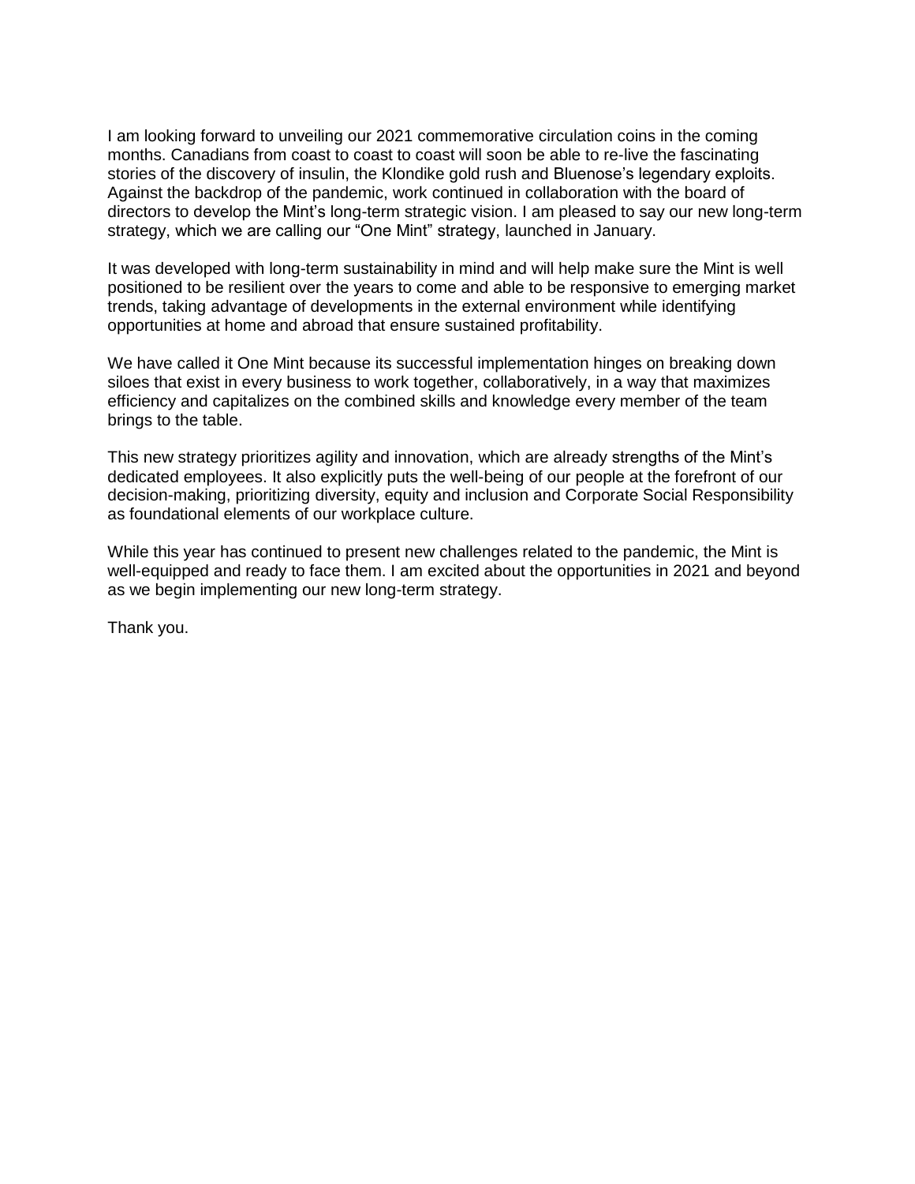I am looking forward to unveiling our 2021 commemorative circulation coins in the coming months. Canadians from coast to coast to coast will soon be able to re-live the fascinating stories of the discovery of insulin, the Klondike gold rush and Bluenose's legendary exploits. Against the backdrop of the pandemic, work continued in collaboration with the board of directors to develop the Mint's long-term strategic vision. I am pleased to say our new long-term strategy, which we are calling our "One Mint" strategy, launched in January.

It was developed with long-term sustainability in mind and will help make sure the Mint is well positioned to be resilient over the years to come and able to be responsive to emerging market trends, taking advantage of developments in the external environment while identifying opportunities at home and abroad that ensure sustained profitability.

We have called it One Mint because its successful implementation hinges on breaking down siloes that exist in every business to work together, collaboratively, in a way that maximizes efficiency and capitalizes on the combined skills and knowledge every member of the team brings to the table.

This new strategy prioritizes agility and innovation, which are already strengths of the Mint's dedicated employees. It also explicitly puts the well-being of our people at the forefront of our decision-making, prioritizing diversity, equity and inclusion and Corporate Social Responsibility as foundational elements of our workplace culture.

While this year has continued to present new challenges related to the pandemic, the Mint is well-equipped and ready to face them. I am excited about the opportunities in 2021 and beyond as we begin implementing our new long-term strategy.

Thank you.